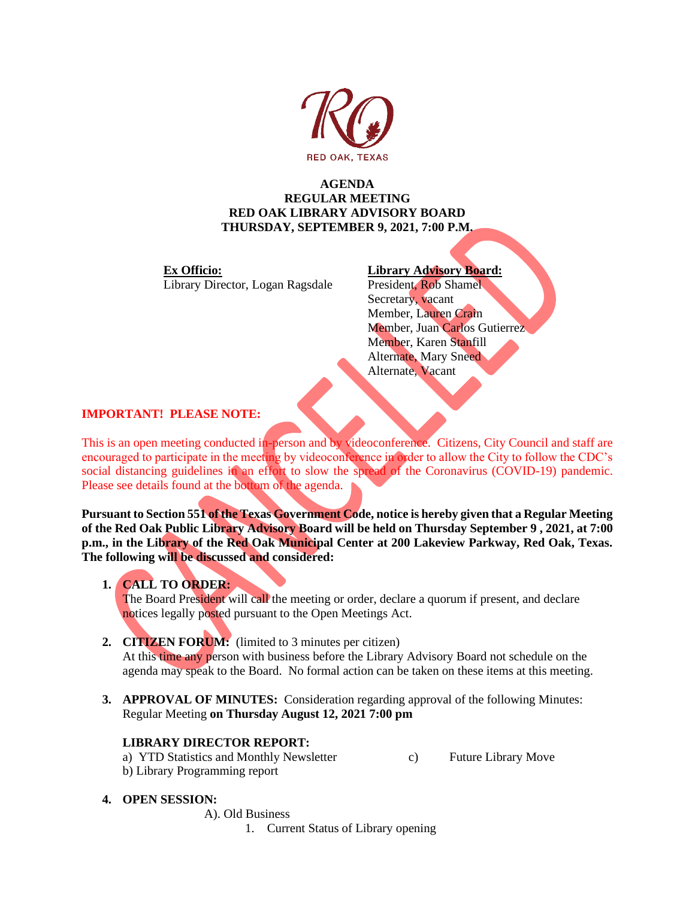RED OAK, TEXAS

# AGENDA
## REGULAR MEETING
## RED OAK LIBRARY ADVISORY BOARD
## THURSDAY, SEPTEMBER 9, 2021, 7:00 P.M.

CANCELLED

**Ex Officio:**
Library Director, Logan Ragsdale

**Library Advisory Board:**
President, Rob Shamel
Secretary, vacant
Member, Lauren Crain
Member, Juan Carlos Gutierrez
Member, Karen Stanfill
Alternate, Mary Sneed
Alternate, Vacant

**IMPORTANT! PLEASE NOTE:**

This is an open meeting conducted in-person and by videoconference. Citizens, City Council and staff are encouraged to participate in the meeting by videoconference in order to allow the City to follow the CDC's social distancing guidelines in an effort to slow the spread of the Coronavirus (COVID-19) pandemic. Please see details found at the bottom of the agenda.

**Pursuant to Section 551 of the Texas Government Code, notice is hereby given that a Regular Meeting of the Red Oak Public Library Advisory Board will be held on Thursday September 9 , 2021, at 7:00 p.m., in the Library of the Red Oak Municipal Center at 200 Lakeview Parkway, Red Oak, Texas. The following will be discussed and considered:**

1. **CALL TO ORDER:**
   The Board President will call the meeting or order, declare a quorum if present, and declare notices legally posted pursuant to the Open Meetings Act.

2. **CITIZEN FORUM:** (limited to 3 minutes per citizen)
   At this time any person with business before the Library Advisory Board not schedule on the agenda may speak to the Board. No formal action can be taken on these items at this meeting.

3. **APPROVAL OF MINUTES:** Consideration regarding approval of the following Minutes: Regular Meeting **on Thursday August 12, 2021 7:00 pm**

   **LIBRARY DIRECTOR REPORT:**
   a) YTD Statistics and Monthly Newsletter
   b) Library Programming report
   c) Future Library Move

4. **OPEN SESSION:**
   A). Old Business
   1. Current Status of Library opening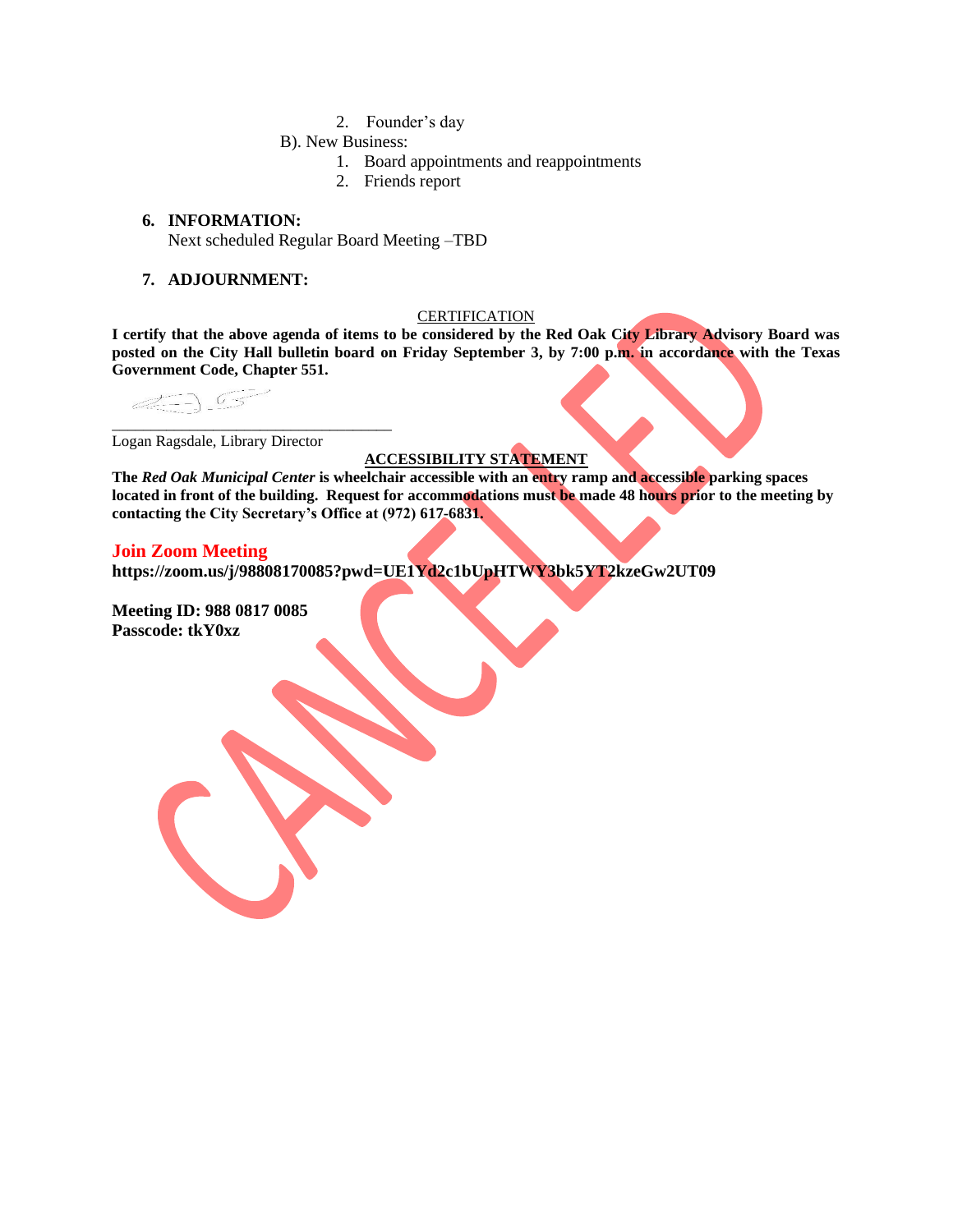2. Founder's day

B). New Business:

1. Board appointments and reappointments
2. Friends report

**6. INFORMATION:**

Next scheduled Regular Board Meeting –TBD

**7. ADJOURNMENT:**

CERTIFICATION

**I certify that the above agenda of items to be considered by the Red Oak City Library Advisory Board was posted on the City Hall bulletin board on Friday September 3, by 7:00 p.m. in accordance with the Texas Government Code, Chapter 551.**

\_\_\_\_\_\_\_\_\_\_\_\_\_\_\_\_\_\_\_\_\_\_\_\_\_\_\_\_\_\_\_\_\_\_\_\_

Logan Ragsdale, Library Director

**ACCESSIBILITY STATEMENT**

**The *Red Oak Municipal Center* is wheelchair accessible with an entry ramp and accessible parking spaces located in front of the building. Request for accommodations must be made 48 hours prior to the meeting by contacting the City Secretary's Office at (972) 617-6831.**

**Join Zoom Meeting**

**https://zoom.us/j/98808170085?pwd=UE1Yd2c1bUpHTWY3bk5YT2kzeGw2UT09**

**Meeting ID: 988 0817 0085**
**Passcode: tkY0xz**

CANCELED